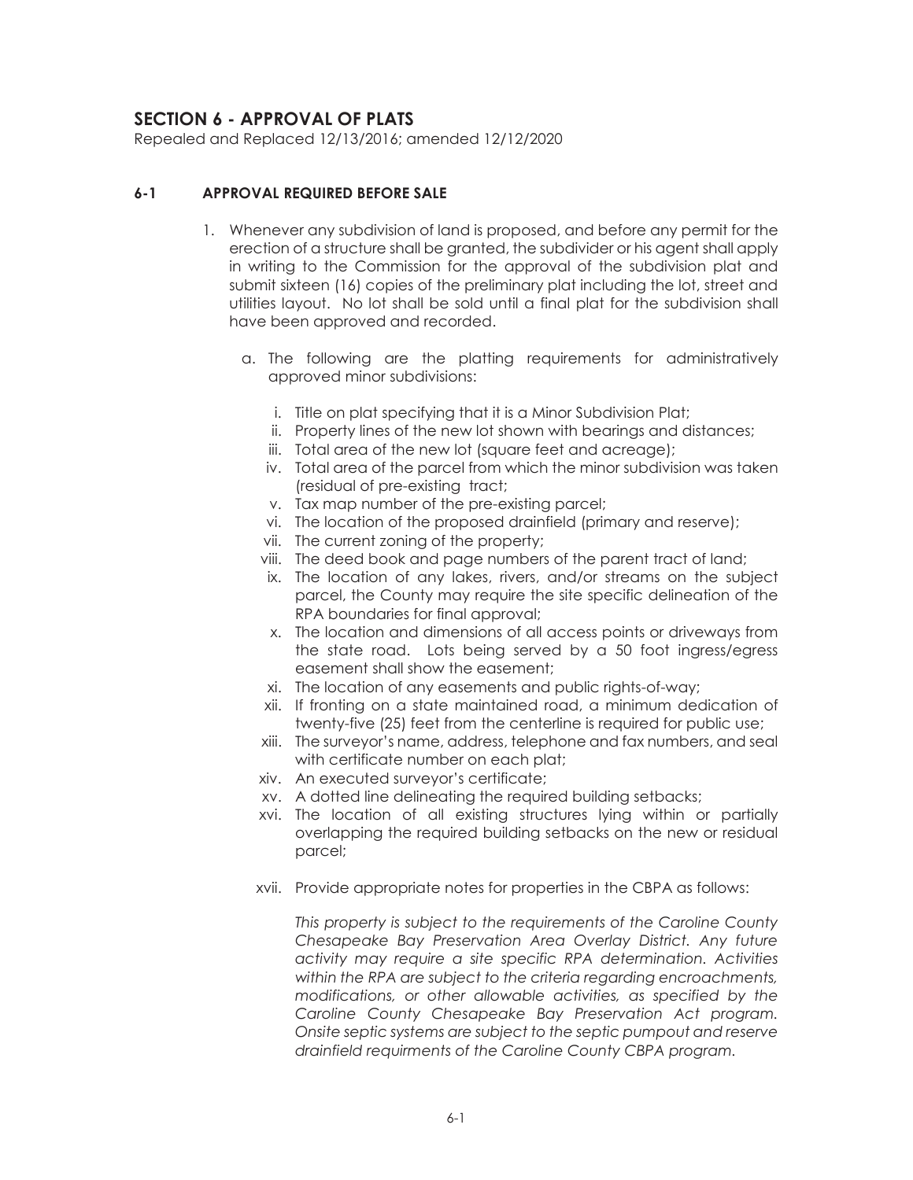# SECTION 6 - APPROVAL OF PLATS

Repealed and Replaced 12/13/2016; amended 12/12/2020

### 6-1 APPROVAL REQUIRED BEFORE SALE

1. Whenever any subdivision of land is proposed, and before any permit for the erection of a structure shall be granted, the subdivider or his agent shall apply in writing to the Commission for the approval of the subdivision plat and submit sixteen (16) copies of the preliminary plat including the lot, street and utilities layout. No lot shall be sold until a final plat for the subdivision shall have been approved and recorded.

   a. The following are the platting requirements for administratively approved minor subdivisions:

      i. Title on plat specifying that it is a Minor Subdivision Plat;
      ii. Property lines of the new lot shown with bearings and distances;
      iii. Total area of the new lot (square feet and acreage);
      iv. Total area of the parcel from which the minor subdivision was taken (residual of pre-existing tract;
      v. Tax map number of the pre-existing parcel;
      vi. The location of the proposed drainfield (primary and reserve);
      vii. The current zoning of the property;
      viii. The deed book and page numbers of the parent tract of land;
      ix. The location of any lakes, rivers, and/or streams on the subject parcel, the County may require the site specific delineation of the RPA boundaries for final approval;
      x. The location and dimensions of all access points or driveways from the state road. Lots being served by a 50 foot ingress/egress easement shall show the easement;
      xi. The location of any easements and public rights-of-way;
      xii. If fronting on a state maintained road, a minimum dedication of twenty-five (25) feet from the centerline is required for public use;
      xiii. The surveyor's name, address, telephone and fax numbers, and seal with certificate number on each plat;
      xiv. An executed surveyor's certificate;
      xv. A dotted line delineating the required building setbacks;
      xvi. The location of all existing structures lying within or partially overlapping the required building setbacks on the new or residual parcel;
      xvii. Provide appropriate notes for properties in the CBPA as follows:

         *This property is subject to the requirements of the Caroline County Chesapeake Bay Preservation Area Overlay District. Any future activity may require a site specific RPA determination. Activities within the RPA are subject to the criteria regarding encroachments, modifications, or other allowable activities, as specified by the Caroline County Chesapeake Bay Preservation Act program. Onsite septic systems are subject to the septic pumpout and reserve drainfield requirments of the Caroline County CBPA program.*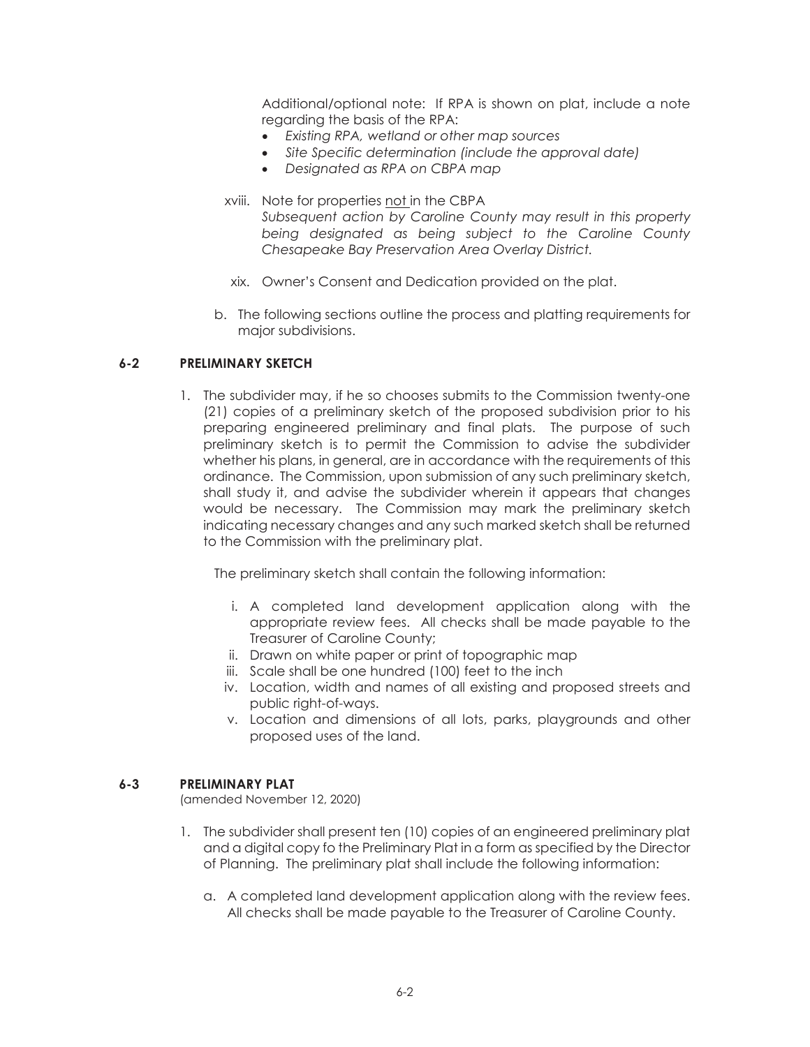Additional/optional note: If RPA is shown on plat, include a note regarding the basis of the RPA:

- *Existing RPA, wetland or other map sources*
- *Site Specific determination (include the approval date)*
- *Designated as RPA on CBPA map*

xviii. Note for properties <u>not</u> in the CBPA
*Subsequent action by Caroline County may result in this property being designated as being subject to the Caroline County Chesapeake Bay Preservation Area Overlay District.*

xix. Owner's Consent and Dedication provided on the plat.

b. The following sections outline the process and platting requirements for major subdivisions.

## 6-2 PRELIMINARY SKETCH

1. The subdivider may, if he so chooses submits to the Commission twenty-one (21) copies of a preliminary sketch of the proposed subdivision prior to his preparing engineered preliminary and final plats. The purpose of such preliminary sketch is to permit the Commission to advise the subdivider whether his plans, in general, are in accordance with the requirements of this ordinance. The Commission, upon submission of any such preliminary sketch, shall study it, and advise the subdivider wherein it appears that changes would be necessary. The Commission may mark the preliminary sketch indicating necessary changes and any such marked sketch shall be returned to the Commission with the preliminary plat.

   The preliminary sketch shall contain the following information:

   i. A completed land development application along with the appropriate review fees. All checks shall be made payable to the Treasurer of Caroline County;
   ii. Drawn on white paper or print of topographic map
   iii. Scale shall be one hundred (100) feet to the inch
   iv. Location, width and names of all existing and proposed streets and public right-of-ways.
   v. Location and dimensions of all lots, parks, playgrounds and other proposed uses of the land.

## 6-3 PRELIMINARY PLAT

(amended November 12, 2020)

1. The subdivider shall present ten (10) copies of an engineered preliminary plat and a digital copy fo the Preliminary Plat in a form as specified by the Director of Planning. The preliminary plat shall include the following information:

   a. A completed land development application along with the review fees. All checks shall be made payable to the Treasurer of Caroline County.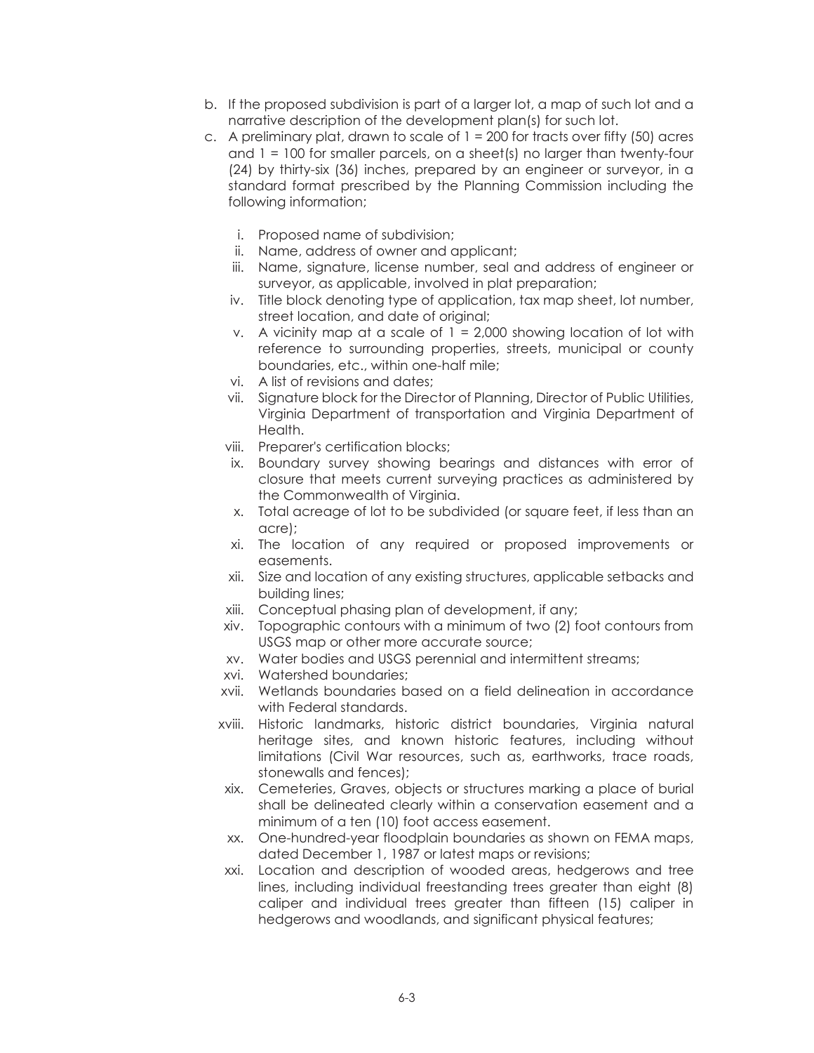b. If the proposed subdivision is part of a larger lot, a map of such lot and a narrative description of the development plan(s) for such lot.

c. A preliminary plat, drawn to scale of 1 = 200 for tracts over fifty (50) acres and 1 = 100 for smaller parcels, on a sheet(s) no larger than twenty-four (24) by thirty-six (36) inches, prepared by an engineer or surveyor, in a standard format prescribed by the Planning Commission including the following information;

   i. Proposed name of subdivision;
   ii. Name, address of owner and applicant;
   iii. Name, signature, license number, seal and address of engineer or surveyor, as applicable, involved in plat preparation;
   iv. Title block denoting type of application, tax map sheet, lot number, street location, and date of original;
   v. A vicinity map at a scale of 1 = 2,000 showing location of lot with reference to surrounding properties, streets, municipal or county boundaries, etc., within one-half mile;
   vi. A list of revisions and dates;
   vii. Signature block for the Director of Planning, Director of Public Utilities, Virginia Department of transportation and Virginia Department of Health.
   viii. Preparer's certification blocks;
   ix. Boundary survey showing bearings and distances with error of closure that meets current surveying practices as administered by the Commonwealth of Virginia.
   x. Total acreage of lot to be subdivided (or square feet, if less than an acre);
   xi. The location of any required or proposed improvements or easements.
   xii. Size and location of any existing structures, applicable setbacks and building lines;
   xiii. Conceptual phasing plan of development, if any;
   xiv. Topographic contours with a minimum of two (2) foot contours from USGS map or other more accurate source;
   xv. Water bodies and USGS perennial and intermittent streams;
   xvi. Watershed boundaries;
   xvii. Wetlands boundaries based on a field delineation in accordance with Federal standards.
   xviii. Historic landmarks, historic district boundaries, Virginia natural heritage sites, and known historic features, including without limitations (Civil War resources, such as, earthworks, trace roads, stonewalls and fences);
   xix. Cemeteries, Graves, objects or structures marking a place of burial shall be delineated clearly within a conservation easement and a minimum of a ten (10) foot access easement.
   xx. One-hundred-year floodplain boundaries as shown on FEMA maps, dated December 1, 1987 or latest maps or revisions;
   xxi. Location and description of wooded areas, hedgerows and tree lines, including individual freestanding trees greater than eight (8) caliper and individual trees greater than fifteen (15) caliper in hedgerows and woodlands, and significant physical features;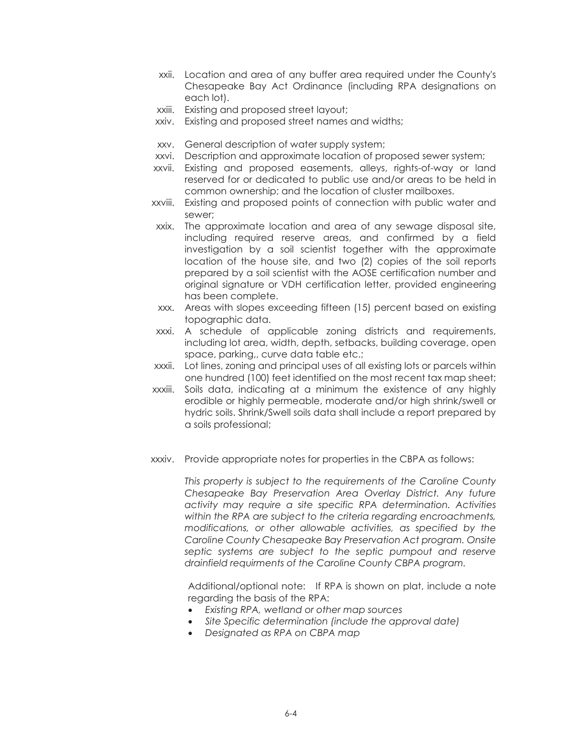xxii. Location and area of any buffer area required under the County's Chesapeake Bay Act Ordinance (including RPA designations on each lot).

xxiii. Existing and proposed street layout;

xxiv. Existing and proposed street names and widths;

xxv. General description of water supply system;

xxvi. Description and approximate location of proposed sewer system;

xxvii. Existing and proposed easements, alleys, rights-of-way or land reserved for or dedicated to public use and/or areas to be held in common ownership; and the location of cluster mailboxes.

xxviii. Existing and proposed points of connection with public water and sewer;

xxix. The approximate location and area of any sewage disposal site, including required reserve areas, and confirmed by a field investigation by a soil scientist together with the approximate location of the house site, and two (2) copies of the soil reports prepared by a soil scientist with the AOSE certification number and original signature or VDH certification letter, provided engineering has been complete.

xxx. Areas with slopes exceeding fifteen (15) percent based on existing topographic data.

xxxi. A schedule of applicable zoning districts and requirements, including lot area, width, depth, setbacks, building coverage, open space, parking,, curve data table etc.;

xxxii. Lot lines, zoning and principal uses of all existing lots or parcels within one hundred (100) feet identified on the most recent tax map sheet;

xxxiii. Soils data, indicating at a minimum the existence of any highly erodible or highly permeable, moderate and/or high shrink/swell or hydric soils. Shrink/Swell soils data shall include a report prepared by a soils professional;

xxxiv. Provide appropriate notes for properties in the CBPA as follows:

*This property is subject to the requirements of the Caroline County Chesapeake Bay Preservation Area Overlay District. Any future activity may require a site specific RPA determination. Activities within the RPA are subject to the criteria regarding encroachments, modifications, or other allowable activities, as specified by the Caroline County Chesapeake Bay Preservation Act program. Onsite septic systems are subject to the septic pumpout and reserve drainfield requirments of the Caroline County CBPA program.*

Additional/optional note: If RPA is shown on plat, include a note regarding the basis of the RPA:

- *Existing RPA, wetland or other map sources*
- *Site Specific determination (include the approval date)*
- *Designated as RPA on CBPA map*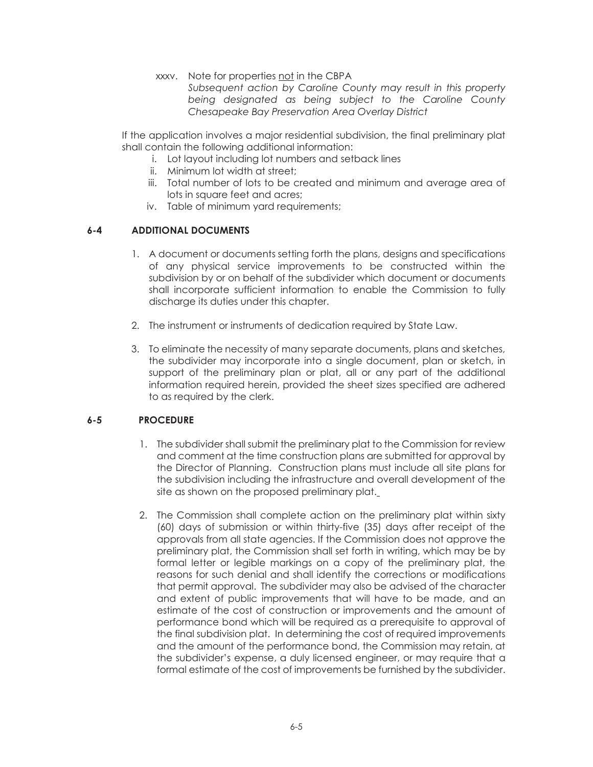xxxv. Note for properties <u>not</u> in the CBPA
*Subsequent action by Caroline County may result in this property being designated as being subject to the Caroline County Chesapeake Bay Preservation Area Overlay District*

If the application involves a major residential subdivision, the final preliminary plat shall contain the following additional information:

i. Lot layout including lot numbers and setback lines
ii. Minimum lot width at street;
iii. Total number of lots to be created and minimum and average area of lots in square feet and acres;
iv. Table of minimum yard requirements;

### 6-4 ADDITIONAL DOCUMENTS

1. A document or documents setting forth the plans, designs and specifications of any physical service improvements to be constructed within the subdivision by or on behalf of the subdivider which document or documents shall incorporate sufficient information to enable the Commission to fully discharge its duties under this chapter.

2. The instrument or instruments of dedication required by State Law.

3. To eliminate the necessity of many separate documents, plans and sketches, the subdivider may incorporate into a single document, plan or sketch, in support of the preliminary plan or plat, all or any part of the additional information required herein, provided the sheet sizes specified are adhered to as required by the clerk.

### 6-5 PROCEDURE

1. The subdivider shall submit the preliminary plat to the Commission for review and comment at the time construction plans are submitted for approval by the Director of Planning. Construction plans must include all site plans for the subdivision including the infrastructure and overall development of the site as shown on the proposed preliminary plat.

2. The Commission shall complete action on the preliminary plat within sixty (60) days of submission or within thirty-five (35) days after receipt of the approvals from all state agencies. If the Commission does not approve the preliminary plat, the Commission shall set forth in writing, which may be by formal letter or legible markings on a copy of the preliminary plat, the reasons for such denial and shall identify the corrections or modifications that permit approval. The subdivider may also be advised of the character and extent of public improvements that will have to be made, and an estimate of the cost of construction or improvements and the amount of performance bond which will be required as a prerequisite to approval of the final subdivision plat. In determining the cost of required improvements and the amount of the performance bond, the Commission may retain, at the subdivider's expense, a duly licensed engineer, or may require that a formal estimate of the cost of improvements be furnished by the subdivider.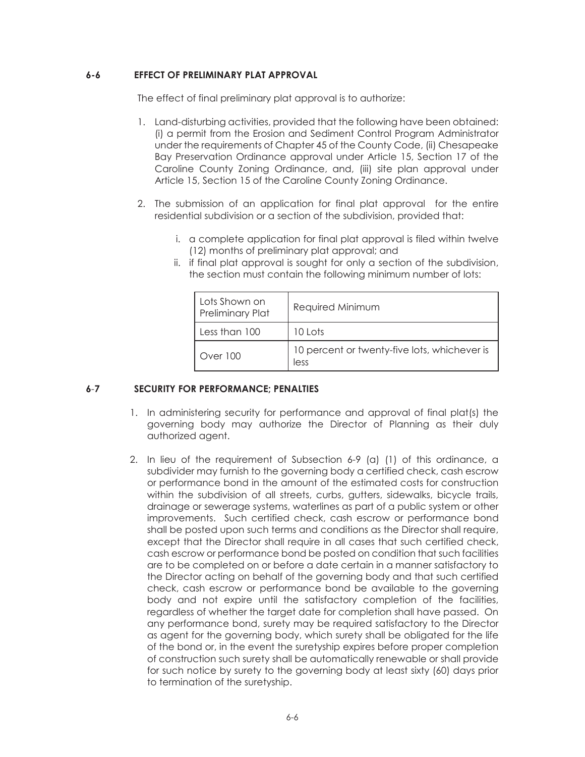## 6-6 EFFECT OF PRELIMINARY PLAT APPROVAL

The effect of final preliminary plat approval is to authorize:

1. Land-disturbing activities, provided that the following have been obtained: (i) a permit from the Erosion and Sediment Control Program Administrator under the requirements of Chapter 45 of the County Code, (ii) Chesapeake Bay Preservation Ordinance approval under Article 15, Section 17 of the Caroline County Zoning Ordinance, and, (iii) site plan approval under Article 15, Section 15 of the Caroline County Zoning Ordinance.

2. The submission of an application for final plat approval for the entire residential subdivision or a section of the subdivision, provided that:

   i. a complete application for final plat approval is filed within twelve (12) months of preliminary plat approval; and

   ii. if final plat approval is sought for only a section of the subdivision, the section must contain the following minimum number of lots:

| Lots Shown on Preliminary Plat | Required Minimum |
|---|---|
| Less than 100 | 10 Lots |
| Over 100 | 10 percent or twenty-five lots, whichever is less |

## 6-7 SECURITY FOR PERFORMANCE; PENALTIES

1. In administering security for performance and approval of final plat(s) the governing body may authorize the Director of Planning as their duly authorized agent.

2. In lieu of the requirement of Subsection 6-9 (a) (1) of this ordinance, a subdivider may furnish to the governing body a certified check, cash escrow or performance bond in the amount of the estimated costs for construction within the subdivision of all streets, curbs, gutters, sidewalks, bicycle trails, drainage or sewerage systems, waterlines as part of a public system or other improvements. Such certified check, cash escrow or performance bond shall be posted upon such terms and conditions as the Director shall require, except that the Director shall require in all cases that such certified check, cash escrow or performance bond be posted on condition that such facilities are to be completed on or before a date certain in a manner satisfactory to the Director acting on behalf of the governing body and that such certified check, cash escrow or performance bond be available to the governing body and not expire until the satisfactory completion of the facilities, regardless of whether the target date for completion shall have passed. On any performance bond, surety may be required satisfactory to the Director as agent for the governing body, which surety shall be obligated for the life of the bond or, in the event the suretyship expires before proper completion of construction such surety shall be automatically renewable or shall provide for such notice by surety to the governing body at least sixty (60) days prior to termination of the suretyship.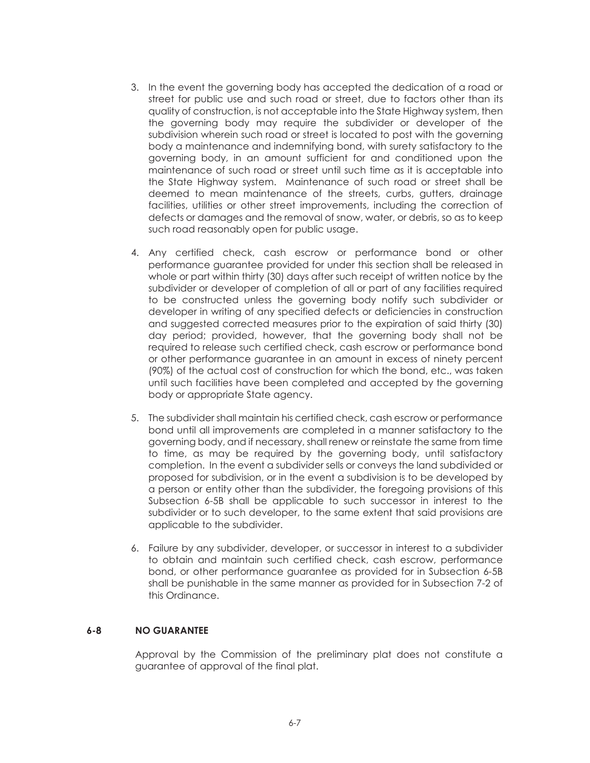3. In the event the governing body has accepted the dedication of a road or street for public use and such road or street, due to factors other than its quality of construction, is not acceptable into the State Highway system, then the governing body may require the subdivider or developer of the subdivision wherein such road or street is located to post with the governing body a maintenance and indemnifying bond, with surety satisfactory to the governing body, in an amount sufficient for and conditioned upon the maintenance of such road or street until such time as it is acceptable into the State Highway system. Maintenance of such road or street shall be deemed to mean maintenance of the streets, curbs, gutters, drainage facilities, utilities or other street improvements, including the correction of defects or damages and the removal of snow, water, or debris, so as to keep such road reasonably open for public usage.

4. Any certified check, cash escrow or performance bond or other performance guarantee provided for under this section shall be released in whole or part within thirty (30) days after such receipt of written notice by the subdivider or developer of completion of all or part of any facilities required to be constructed unless the governing body notify such subdivider or developer in writing of any specified defects or deficiencies in construction and suggested corrected measures prior to the expiration of said thirty (30) day period; provided, however, that the governing body shall not be required to release such certified check, cash escrow or performance bond or other performance guarantee in an amount in excess of ninety percent (90%) of the actual cost of construction for which the bond, etc., was taken until such facilities have been completed and accepted by the governing body or appropriate State agency.

5. The subdivider shall maintain his certified check, cash escrow or performance bond until all improvements are completed in a manner satisfactory to the governing body, and if necessary, shall renew or reinstate the same from time to time, as may be required by the governing body, until satisfactory completion. In the event a subdivider sells or conveys the land subdivided or proposed for subdivision, or in the event a subdivision is to be developed by a person or entity other than the subdivider, the foregoing provisions of this Subsection 6-5B shall be applicable to such successor in interest to the subdivider or to such developer, to the same extent that said provisions are applicable to the subdivider.

6. Failure by any subdivider, developer, or successor in interest to a subdivider to obtain and maintain such certified check, cash escrow, performance bond, or other performance guarantee as provided for in Subsection 6-5B shall be punishable in the same manner as provided for in Subsection 7-2 of this Ordinance.

## 6-8 NO GUARANTEE

Approval by the Commission of the preliminary plat does not constitute a guarantee of approval of the final plat.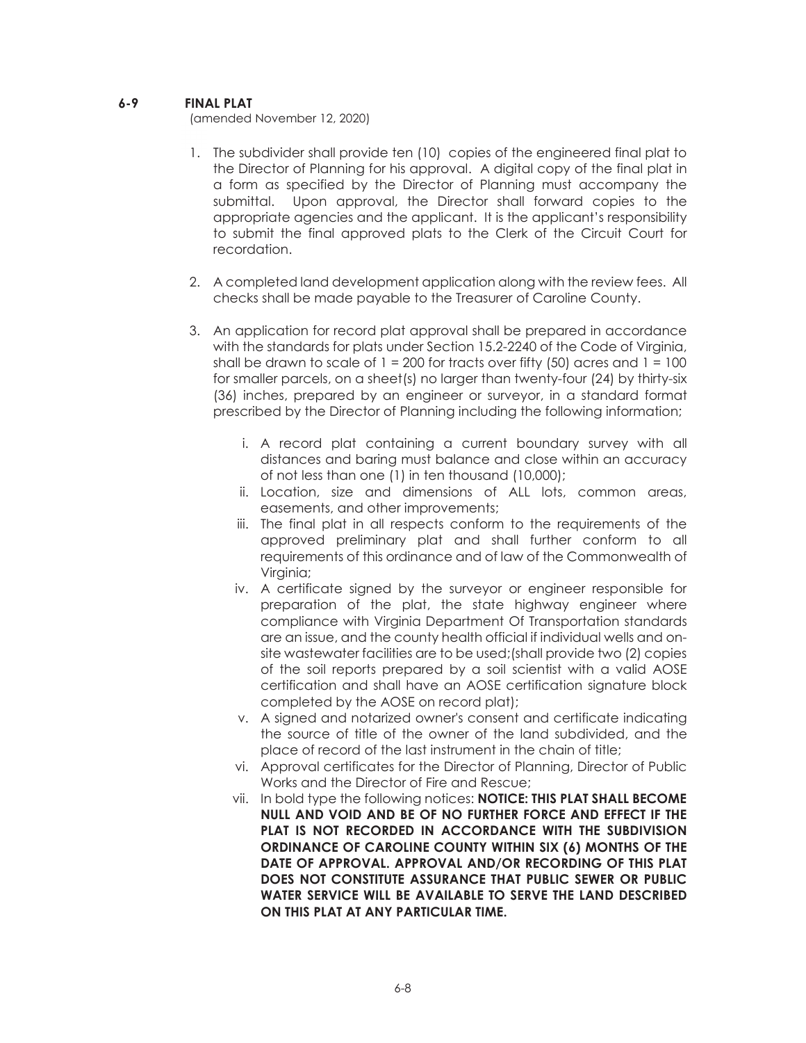## 6-9 FINAL PLAT

(amended November 12, 2020)

1. The subdivider shall provide ten (10) copies of the engineered final plat to the Director of Planning for his approval. A digital copy of the final plat in a form as specified by the Director of Planning must accompany the submittal. Upon approval, the Director shall forward copies to the appropriate agencies and the applicant. It is the applicant's responsibility to submit the final approved plats to the Clerk of the Circuit Court for recordation.

2. A completed land development application along with the review fees. All checks shall be made payable to the Treasurer of Caroline County.

3. An application for record plat approval shall be prepared in accordance with the standards for plats under Section 15.2-2240 of the Code of Virginia, shall be drawn to scale of 1 = 200 for tracts over fifty (50) acres and 1 = 100 for smaller parcels, on a sheet(s) no larger than twenty-four (24) by thirty-six (36) inches, prepared by an engineer or surveyor, in a standard format prescribed by the Director of Planning including the following information;

   i. A record plat containing a current boundary survey with all distances and baring must balance and close within an accuracy of not less than one (1) in ten thousand (10,000);
   ii. Location, size and dimensions of ALL lots, common areas, easements, and other improvements;
   iii. The final plat in all respects conform to the requirements of the approved preliminary plat and shall further conform to all requirements of this ordinance and of law of the Commonwealth of Virginia;
   iv. A certificate signed by the surveyor or engineer responsible for preparation of the plat, the state highway engineer where compliance with Virginia Department Of Transportation standards are an issue, and the county health official if individual wells and on-site wastewater facilities are to be used;(shall provide two (2) copies of the soil reports prepared by a soil scientist with a valid AOSE certification and shall have an AOSE certification signature block completed by the AOSE on record plat);
   v. A signed and notarized owner's consent and certificate indicating the source of title of the owner of the land subdivided, and the place of record of the last instrument in the chain of title;
   vi. Approval certificates for the Director of Planning, Director of Public Works and the Director of Fire and Rescue;
   vii. In bold type the following notices: **NOTICE: THIS PLAT SHALL BECOME NULL AND VOID AND BE OF NO FURTHER FORCE AND EFFECT IF THE PLAT IS NOT RECORDED IN ACCORDANCE WITH THE SUBDIVISION ORDINANCE OF CAROLINE COUNTY WITHIN SIX (6) MONTHS OF THE DATE OF APPROVAL. APPROVAL AND/OR RECORDING OF THIS PLAT DOES NOT CONSTITUTE ASSURANCE THAT PUBLIC SEWER OR PUBLIC WATER SERVICE WILL BE AVAILABLE TO SERVE THE LAND DESCRIBED ON THIS PLAT AT ANY PARTICULAR TIME.**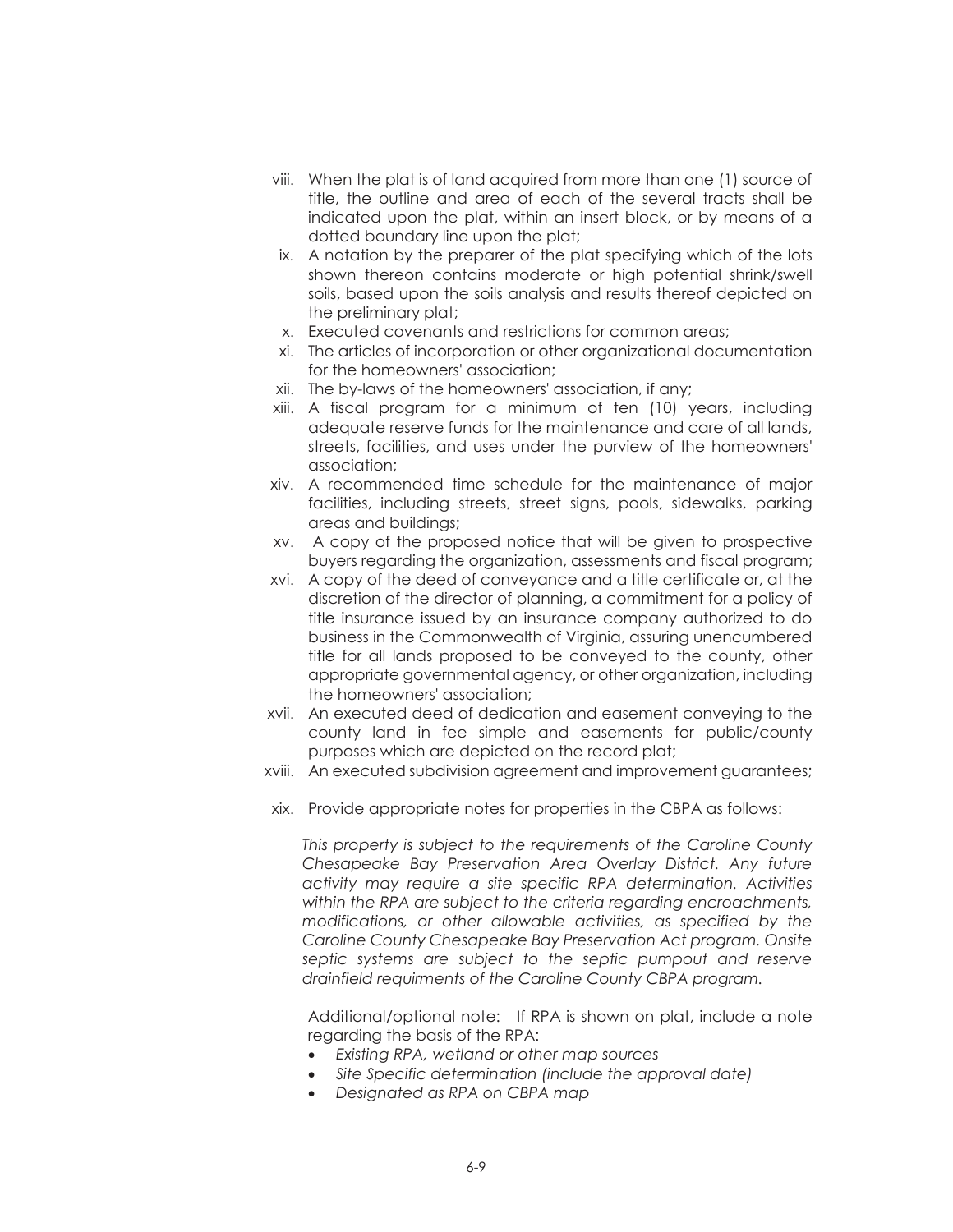viii. When the plat is of land acquired from more than one (1) source of title, the outline and area of each of the several tracts shall be indicated upon the plat, within an insert block, or by means of a dotted boundary line upon the plat;

ix. A notation by the preparer of the plat specifying which of the lots shown thereon contains moderate or high potential shrink/swell soils, based upon the soils analysis and results thereof depicted on the preliminary plat;

x. Executed covenants and restrictions for common areas;

xi. The articles of incorporation or other organizational documentation for the homeowners' association;

xii. The by-laws of the homeowners' association, if any;

xiii. A fiscal program for a minimum of ten (10) years, including adequate reserve funds for the maintenance and care of all lands, streets, facilities, and uses under the purview of the homeowners' association;

xiv. A recommended time schedule for the maintenance of major facilities, including streets, street signs, pools, sidewalks, parking areas and buildings;

xv. A copy of the proposed notice that will be given to prospective buyers regarding the organization, assessments and fiscal program;

xvi. A copy of the deed of conveyance and a title certificate or, at the discretion of the director of planning, a commitment for a policy of title insurance issued by an insurance company authorized to do business in the Commonwealth of Virginia, assuring unencumbered title for all lands proposed to be conveyed to the county, other appropriate governmental agency, or other organization, including the homeowners' association;

xvii. An executed deed of dedication and easement conveying to the county land in fee simple and easements for public/county purposes which are depicted on the record plat;

xviii. An executed subdivision agreement and improvement guarantees;

xix. Provide appropriate notes for properties in the CBPA as follows:

*This property is subject to the requirements of the Caroline County Chesapeake Bay Preservation Area Overlay District. Any future activity may require a site specific RPA determination. Activities within the RPA are subject to the criteria regarding encroachments, modifications, or other allowable activities, as specified by the Caroline County Chesapeake Bay Preservation Act program. Onsite septic systems are subject to the septic pumpout and reserve drainfield requirments of the Caroline County CBPA program.*

Additional/optional note: If RPA is shown on plat, include a note regarding the basis of the RPA:

- *Existing RPA, wetland or other map sources*
- *Site Specific determination (include the approval date)*
- *Designated as RPA on CBPA map*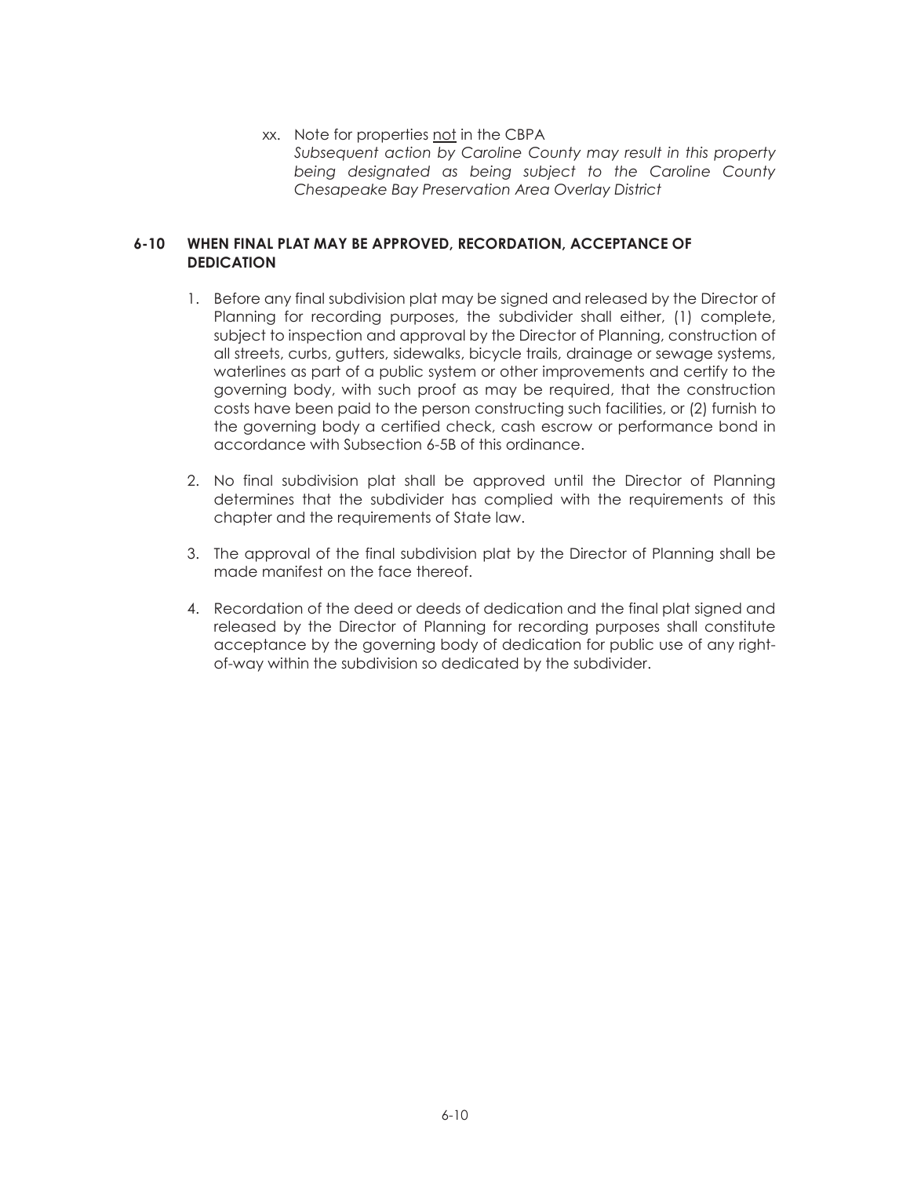xx. Note for properties <u>not</u> in the CBPA
*Subsequent action by Caroline County may result in this property being designated as being subject to the Caroline County Chesapeake Bay Preservation Area Overlay District*

## 6-10 WHEN FINAL PLAT MAY BE APPROVED, RECORDATION, ACCEPTANCE OF DEDICATION

1. Before any final subdivision plat may be signed and released by the Director of Planning for recording purposes, the subdivider shall either, (1) complete, subject to inspection and approval by the Director of Planning, construction of all streets, curbs, gutters, sidewalks, bicycle trails, drainage or sewage systems, waterlines as part of a public system or other improvements and certify to the governing body, with such proof as may be required, that the construction costs have been paid to the person constructing such facilities, or (2) furnish to the governing body a certified check, cash escrow or performance bond in accordance with Subsection 6-5B of this ordinance.

2. No final subdivision plat shall be approved until the Director of Planning determines that the subdivider has complied with the requirements of this chapter and the requirements of State law.

3. The approval of the final subdivision plat by the Director of Planning shall be made manifest on the face thereof.

4. Recordation of the deed or deeds of dedication and the final plat signed and released by the Director of Planning for recording purposes shall constitute acceptance by the governing body of dedication for public use of any right-of-way within the subdivision so dedicated by the subdivider.